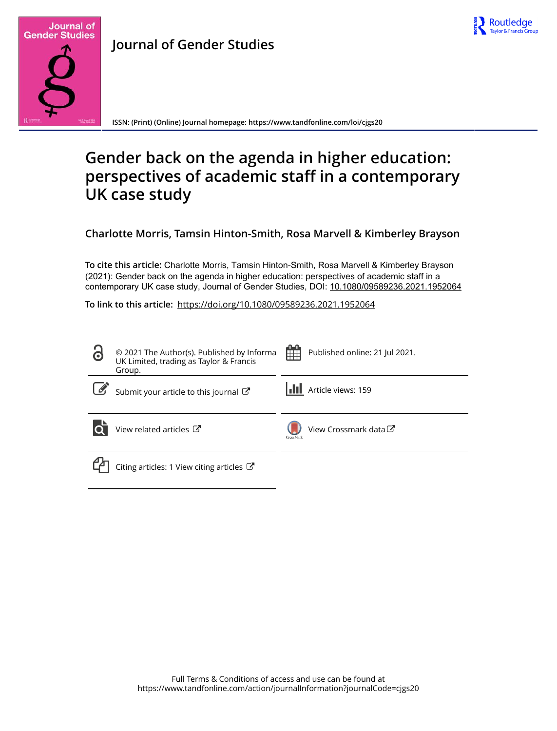**Journal of Gender Studies**

ISSN: (Print) (Online) Journal homepage: https://www.tandfonline.com/loi/cjgs20

# Gender back on the agenda in higher education: perspectives of academic staff in a contemporary UK case study

**Charlotte Morris, Tamsin Hinton-Smith, Rosa Marvell & Kimberley Brayson**

**To cite this article:** Charlotte Morris, Tamsin Hinton-Smith, Rosa Marvell & Kimberley Brayson (2021): Gender back on the agenda in higher education: perspectives of academic staff in a contemporary UK case study, Journal of Gender Studies, DOI: 10.1080/09589236.2021.1952064

**To link to this article:** https://doi.org/10.1080/09589236.2021.1952064

© 2021 The Author(s). Published by Informa UK Limited, trading as Taylor & Francis Group.

Published online: 21 Jul 2021.

Submit your article to this journal

Article views: 159

View related articles

View Crossmark data

Citing articles: 1 View citing articles

Full Terms & Conditions of access and use can be found at
https://www.tandfonline.com/action/journalInformation?journalCode=cjgs20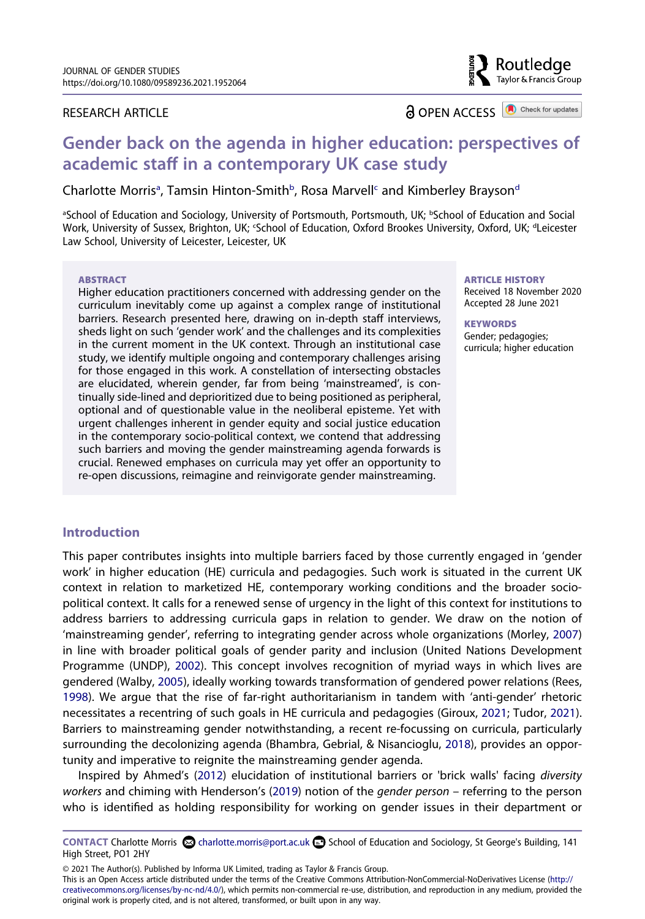# Gender back on the agenda in higher education: perspectives of academic staff in a contemporary UK case study

Charlotte Morris[a], Tamsin Hinton-Smith[b], Rosa Marvell[c] and Kimberley Brayson[d]

[a]School of Education and Sociology, University of Portsmouth, Portsmouth, UK; [b]School of Education and Social Work, University of Sussex, Brighton, UK; [c]School of Education, Oxford Brookes University, Oxford, UK; [d]Leicester Law School, University of Leicester, Leicester, UK

**ABSTRACT**

Higher education practitioners concerned with addressing gender on the curriculum inevitably come up against a complex range of institutional barriers. Research presented here, drawing on in-depth staff interviews, sheds light on such 'gender work' and the challenges and its complexities in the current moment in the UK context. Through an institutional case study, we identify multiple ongoing and contemporary challenges arising for those engaged in this work. A constellation of intersecting obstacles are elucidated, wherein gender, far from being 'mainstreamed', is continually side-lined and deprioritized due to being positioned as peripheral, optional and of questionable value in the neoliberal episteme. Yet with urgent challenges inherent in gender equity and social justice education in the contemporary socio-political context, we contend that addressing such barriers and moving the gender mainstreaming agenda forwards is crucial. Renewed emphases on curricula may yet offer an opportunity to re-open discussions, reimagine and reinvigorate gender mainstreaming.

**ARTICLE HISTORY**

Received 18 November 2020
Accepted 28 June 2021

**KEYWORDS**

Gender; pedagogies; curricula; higher education

## Introduction

This paper contributes insights into multiple barriers faced by those currently engaged in 'gender work' in higher education (HE) curricula and pedagogies. Such work is situated in the current UK context in relation to marketized HE, contemporary working conditions and the broader socio-political context. It calls for a renewed sense of urgency in the light of this context for institutions to address barriers to addressing curricula gaps in relation to gender. We draw on the notion of 'mainstreaming gender', referring to integrating gender across whole organizations (Morley, 2007) in line with broader political goals of gender parity and inclusion (United Nations Development Programme (UNDP), 2002). This concept involves recognition of myriad ways in which lives are gendered (Walby, 2005), ideally working towards transformation of gendered power relations (Rees, 1998). We argue that the rise of far-right authoritarianism in tandem with 'anti-gender' rhetoric necessitates a recentring of such goals in HE curricula and pedagogies (Giroux, 2021; Tudor, 2021). Barriers to mainstreaming gender notwithstanding, a recent re-focussing on curricula, particularly surrounding the decolonizing agenda (Bhambra, Gebrial, & Nisancioglu, 2018), provides an opportunity and imperative to reignite the mainstreaming gender agenda.

Inspired by Ahmed's (2012) elucidation of institutional barriers or 'brick walls' facing *diversity workers* and chiming with Henderson's (2019) notion of the *gender person* – referring to the person who is identified as holding responsibility for working on gender issues in their department or

**CONTACT** Charlotte Morris charlotte.morris@port.ac.uk School of Education and Sociology, St George's Building, 141 High Street, PO1 2HY

© 2021 The Author(s). Published by Informa UK Limited, trading as Taylor & Francis Group.
This is an Open Access article distributed under the terms of the Creative Commons Attribution-NonCommercial-NoDerivatives License (http://creativecommons.org/licenses/by-nc-nd/4.0/), which permits non-commercial re-use, distribution, and reproduction in any medium, provided the original work is properly cited, and is not altered, transformed, or built upon in any way.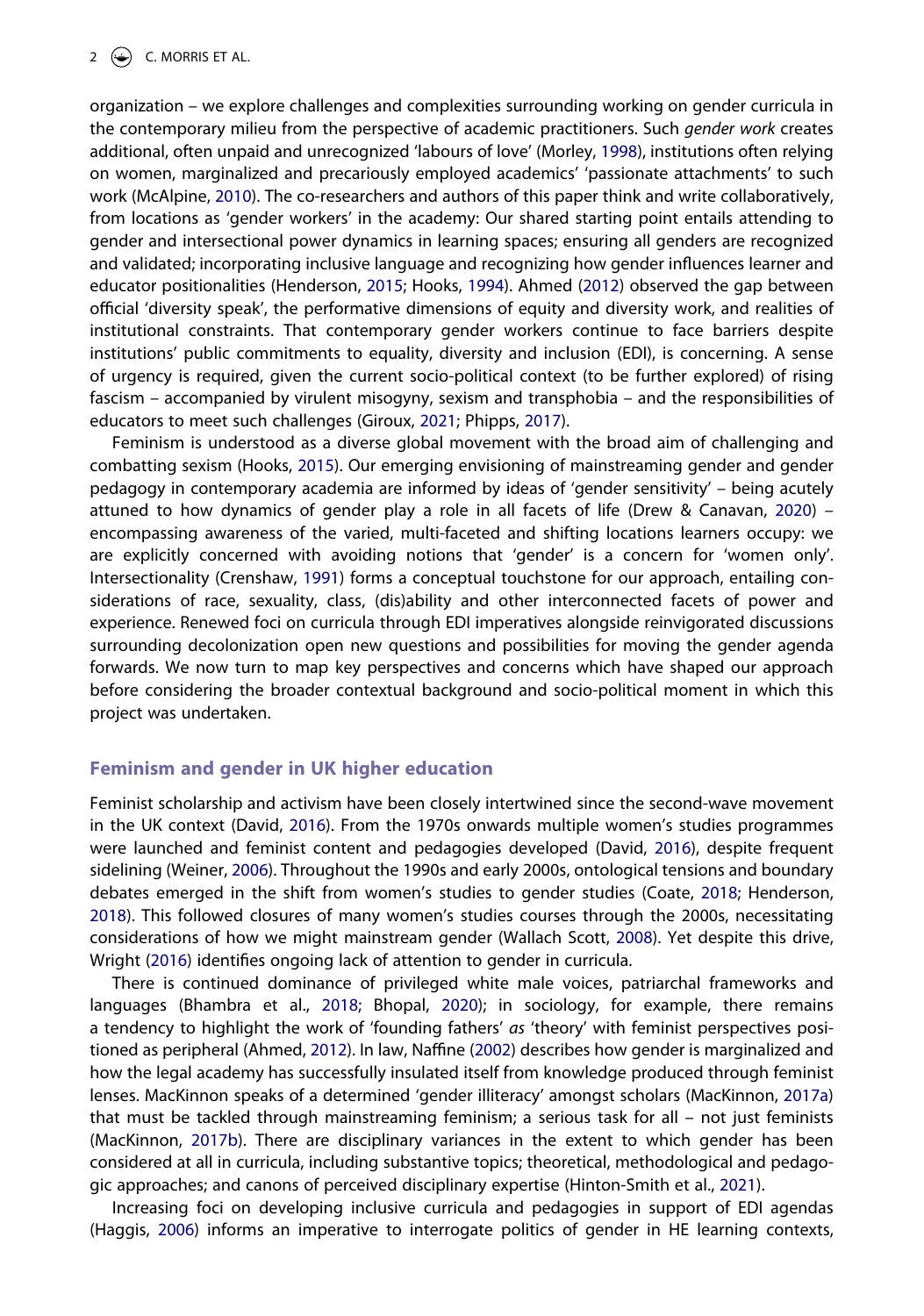organization – we explore challenges and complexities surrounding working on gender curricula in the contemporary milieu from the perspective of academic practitioners. Such *gender work* creates additional, often unpaid and unrecognized 'labours of love' (Morley, 1998), institutions often relying on women, marginalized and precariously employed academics' 'passionate attachments' to such work (McAlpine, 2010). The co-researchers and authors of this paper think and write collaboratively, from locations as 'gender workers' in the academy: Our shared starting point entails attending to gender and intersectional power dynamics in learning spaces; ensuring all genders are recognized and validated; incorporating inclusive language and recognizing how gender influences learner and educator positionalities (Henderson, 2015; Hooks, 1994). Ahmed (2012) observed the gap between official 'diversity speak', the performative dimensions of equity and diversity work, and realities of institutional constraints. That contemporary gender workers continue to face barriers despite institutions' public commitments to equality, diversity and inclusion (EDI), is concerning. A sense of urgency is required, given the current socio-political context (to be further explored) of rising fascism – accompanied by virulent misogyny, sexism and transphobia – and the responsibilities of educators to meet such challenges (Giroux, 2021; Phipps, 2017).

Feminism is understood as a diverse global movement with the broad aim of challenging and combatting sexism (Hooks, 2015). Our emerging envisioning of mainstreaming gender and gender pedagogy in contemporary academia are informed by ideas of 'gender sensitivity' – being acutely attuned to how dynamics of gender play a role in all facets of life (Drew & Canavan, 2020) – encompassing awareness of the varied, multi-faceted and shifting locations learners occupy: we are explicitly concerned with avoiding notions that 'gender' is a concern for 'women only'. Intersectionality (Crenshaw, 1991) forms a conceptual touchstone for our approach, entailing considerations of race, sexuality, class, (dis)ability and other interconnected facets of power and experience. Renewed foci on curricula through EDI imperatives alongside reinvigorated discussions surrounding decolonization open new questions and possibilities for moving the gender agenda forwards. We now turn to map key perspectives and concerns which have shaped our approach before considering the broader contextual background and socio-political moment in which this project was undertaken.

## Feminism and gender in UK higher education

Feminist scholarship and activism have been closely intertwined since the second-wave movement in the UK context (David, 2016). From the 1970s onwards multiple women's studies programmes were launched and feminist content and pedagogies developed (David, 2016), despite frequent sidelining (Weiner, 2006). Throughout the 1990s and early 2000s, ontological tensions and boundary debates emerged in the shift from women's studies to gender studies (Coate, 2018; Henderson, 2018). This followed closures of many women's studies courses through the 2000s, necessitating considerations of how we might mainstream gender (Wallach Scott, 2008). Yet despite this drive, Wright (2016) identifies ongoing lack of attention to gender in curricula.

There is continued dominance of privileged white male voices, patriarchal frameworks and languages (Bhambra et al., 2018; Bhopal, 2020); in sociology, for example, there remains a tendency to highlight the work of 'founding fathers' *as* 'theory' with feminist perspectives positioned as peripheral (Ahmed, 2012). In law, Naffine (2002) describes how gender is marginalized and how the legal academy has successfully insulated itself from knowledge produced through feminist lenses. MacKinnon speaks of a determined 'gender illiteracy' amongst scholars (MacKinnon, 2017a) that must be tackled through mainstreaming feminism; a serious task for all – not just feminists (MacKinnon, 2017b). There are disciplinary variances in the extent to which gender has been considered at all in curricula, including substantive topics; theoretical, methodological and pedagogic approaches; and canons of perceived disciplinary expertise (Hinton-Smith et al., 2021).

Increasing foci on developing inclusive curricula and pedagogies in support of EDI agendas (Haggis, 2006) informs an imperative to interrogate politics of gender in HE learning contexts,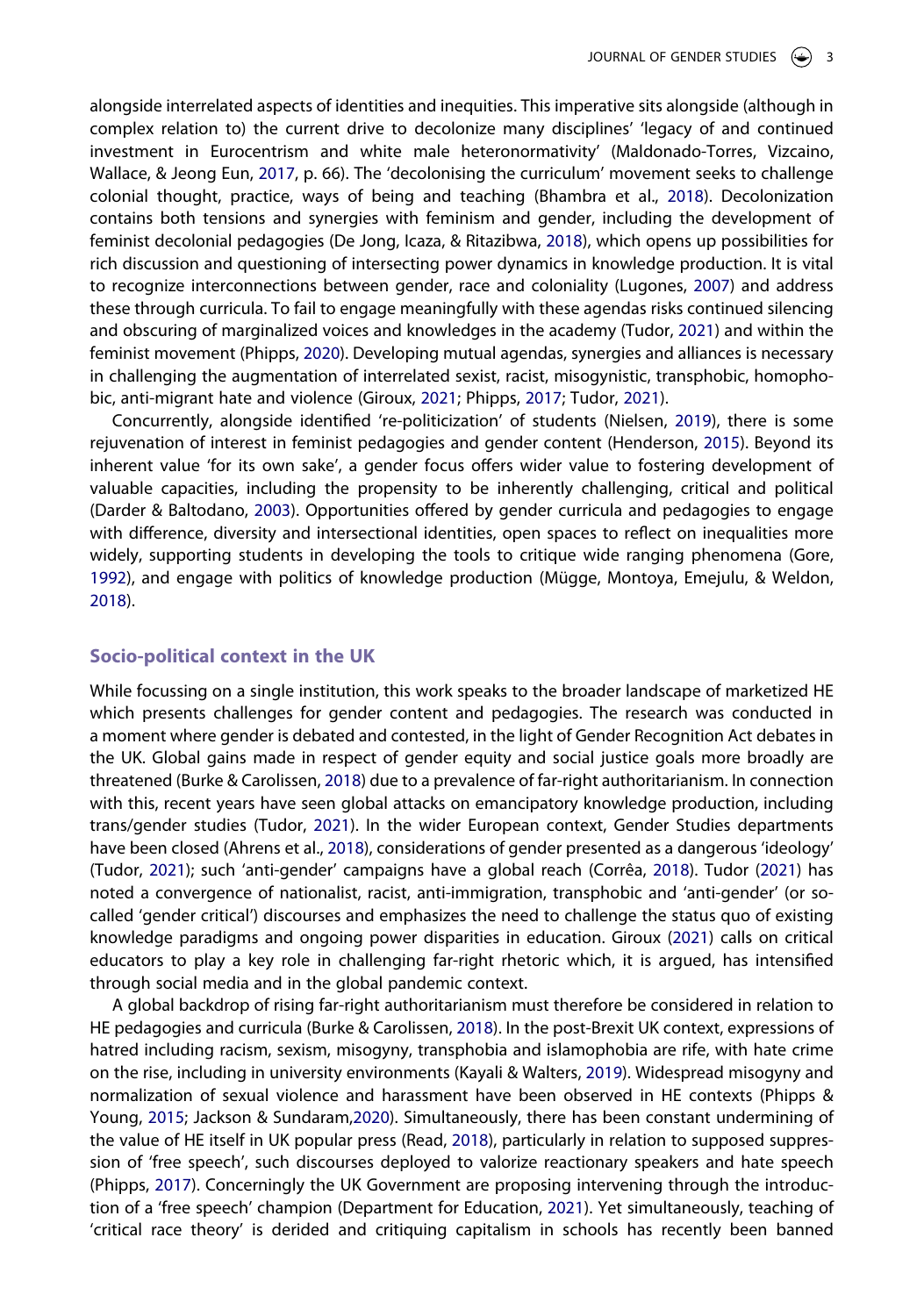alongside interrelated aspects of identities and inequities. This imperative sits alongside (although in complex relation to) the current drive to decolonize many disciplines' 'legacy of and continued investment in Eurocentrism and white male heteronormativity' (Maldonado-Torres, Vizcaino, Wallace, & Jeong Eun, 2017, p. 66). The 'decolonising the curriculum' movement seeks to challenge colonial thought, practice, ways of being and teaching (Bhambra et al., 2018). Decolonization contains both tensions and synergies with feminism and gender, including the development of feminist decolonial pedagogies (De Jong, Icaza, & Ritazibwa, 2018), which opens up possibilities for rich discussion and questioning of intersecting power dynamics in knowledge production. It is vital to recognize interconnections between gender, race and coloniality (Lugones, 2007) and address these through curricula. To fail to engage meaningfully with these agendas risks continued silencing and obscuring of marginalized voices and knowledges in the academy (Tudor, 2021) and within the feminist movement (Phipps, 2020). Developing mutual agendas, synergies and alliances is necessary in challenging the augmentation of interrelated sexist, racist, misogynistic, transphobic, homophobic, anti-migrant hate and violence (Giroux, 2021; Phipps, 2017; Tudor, 2021).

Concurrently, alongside identified 're-politicization' of students (Nielsen, 2019), there is some rejuvenation of interest in feminist pedagogies and gender content (Henderson, 2015). Beyond its inherent value 'for its own sake', a gender focus offers wider value to fostering development of valuable capacities, including the propensity to be inherently challenging, critical and political (Darder & Baltodano, 2003). Opportunities offered by gender curricula and pedagogies to engage with difference, diversity and intersectional identities, open spaces to reflect on inequalities more widely, supporting students in developing the tools to critique wide ranging phenomena (Gore, 1992), and engage with politics of knowledge production (Mügge, Montoya, Emejulu, & Weldon, 2018).

## Socio-political context in the UK

While focussing on a single institution, this work speaks to the broader landscape of marketized HE which presents challenges for gender content and pedagogies. The research was conducted in a moment where gender is debated and contested, in the light of Gender Recognition Act debates in the UK. Global gains made in respect of gender equity and social justice goals more broadly are threatened (Burke & Carolissen, 2018) due to a prevalence of far-right authoritarianism. In connection with this, recent years have seen global attacks on emancipatory knowledge production, including trans/gender studies (Tudor, 2021). In the wider European context, Gender Studies departments have been closed (Ahrens et al., 2018), considerations of gender presented as a dangerous 'ideology' (Tudor, 2021); such 'anti-gender' campaigns have a global reach (Corrêa, 2018). Tudor (2021) has noted a convergence of nationalist, racist, anti-immigration, transphobic and 'anti-gender' (or so-called 'gender critical') discourses and emphasizes the need to challenge the status quo of existing knowledge paradigms and ongoing power disparities in education. Giroux (2021) calls on critical educators to play a key role in challenging far-right rhetoric which, it is argued, has intensified through social media and in the global pandemic context.

A global backdrop of rising far-right authoritarianism must therefore be considered in relation to HE pedagogies and curricula (Burke & Carolissen, 2018). In the post-Brexit UK context, expressions of hatred including racism, sexism, misogyny, transphobia and islamophobia are rife, with hate crime on the rise, including in university environments (Kayali & Walters, 2019). Widespread misogyny and normalization of sexual violence and harassment have been observed in HE contexts (Phipps & Young, 2015; Jackson & Sundaram,2020). Simultaneously, there has been constant undermining of the value of HE itself in UK popular press (Read, 2018), particularly in relation to supposed suppression of 'free speech', such discourses deployed to valorize reactionary speakers and hate speech (Phipps, 2017). Concerningly the UK Government are proposing intervening through the introduction of a 'free speech' champion (Department for Education, 2021). Yet simultaneously, teaching of 'critical race theory' is derided and critiquing capitalism in schools has recently been banned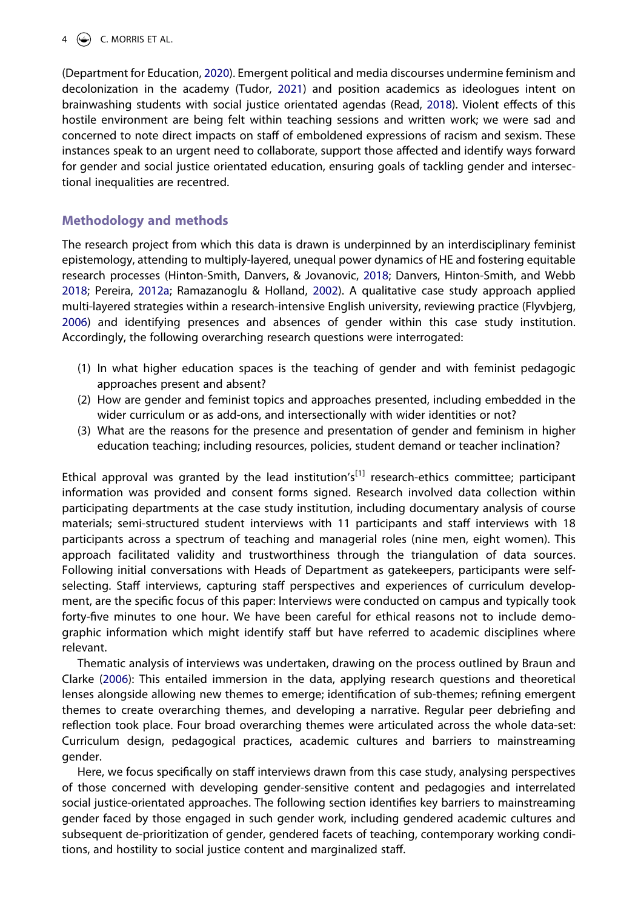(Department for Education, 2020). Emergent political and media discourses undermine feminism and decolonization in the academy (Tudor, 2021) and position academics as ideologues intent on brainwashing students with social justice orientated agendas (Read, 2018). Violent effects of this hostile environment are being felt within teaching sessions and written work; we were sad and concerned to note direct impacts on staff of emboldened expressions of racism and sexism. These instances speak to an urgent need to collaborate, support those affected and identify ways forward for gender and social justice orientated education, ensuring goals of tackling gender and intersectional inequalities are recentred.

## Methodology and methods

The research project from which this data is drawn is underpinned by an interdisciplinary feminist epistemology, attending to multiply-layered, unequal power dynamics of HE and fostering equitable research processes (Hinton-Smith, Danvers, & Jovanovic, 2018; Danvers, Hinton-Smith, and Webb 2018; Pereira, 2012a; Ramazanoglu & Holland, 2002). A qualitative case study approach applied multi-layered strategies within a research-intensive English university, reviewing practice (Flyvbjerg, 2006) and identifying presences and absences of gender within this case study institution. Accordingly, the following overarching research questions were interrogated:

(1) In what higher education spaces is the teaching of gender and with feminist pedagogic approaches present and absent?
(2) How are gender and feminist topics and approaches presented, including embedded in the wider curriculum or as add-ons, and intersectionally with wider identities or not?
(3) What are the reasons for the presence and presentation of gender and feminism in higher education teaching; including resources, policies, student demand or teacher inclination?

Ethical approval was granted by the lead institution's[1] research-ethics committee; participant information was provided and consent forms signed. Research involved data collection within participating departments at the case study institution, including documentary analysis of course materials; semi-structured student interviews with 11 participants and staff interviews with 18 participants across a spectrum of teaching and managerial roles (nine men, eight women). This approach facilitated validity and trustworthiness through the triangulation of data sources. Following initial conversations with Heads of Department as gatekeepers, participants were self-selecting. Staff interviews, capturing staff perspectives and experiences of curriculum development, are the specific focus of this paper: Interviews were conducted on campus and typically took forty-five minutes to one hour. We have been careful for ethical reasons not to include demographic information which might identify staff but have referred to academic disciplines where relevant.

Thematic analysis of interviews was undertaken, drawing on the process outlined by Braun and Clarke (2006): This entailed immersion in the data, applying research questions and theoretical lenses alongside allowing new themes to emerge; identification of sub-themes; refining emergent themes to create overarching themes, and developing a narrative. Regular peer debriefing and reflection took place. Four broad overarching themes were articulated across the whole data-set: Curriculum design, pedagogical practices, academic cultures and barriers to mainstreaming gender.

Here, we focus specifically on staff interviews drawn from this case study, analysing perspectives of those concerned with developing gender-sensitive content and pedagogies and interrelated social justice-orientated approaches. The following section identifies key barriers to mainstreaming gender faced by those engaged in such gender work, including gendered academic cultures and subsequent de-prioritization of gender, gendered facets of teaching, contemporary working conditions, and hostility to social justice content and marginalized staff.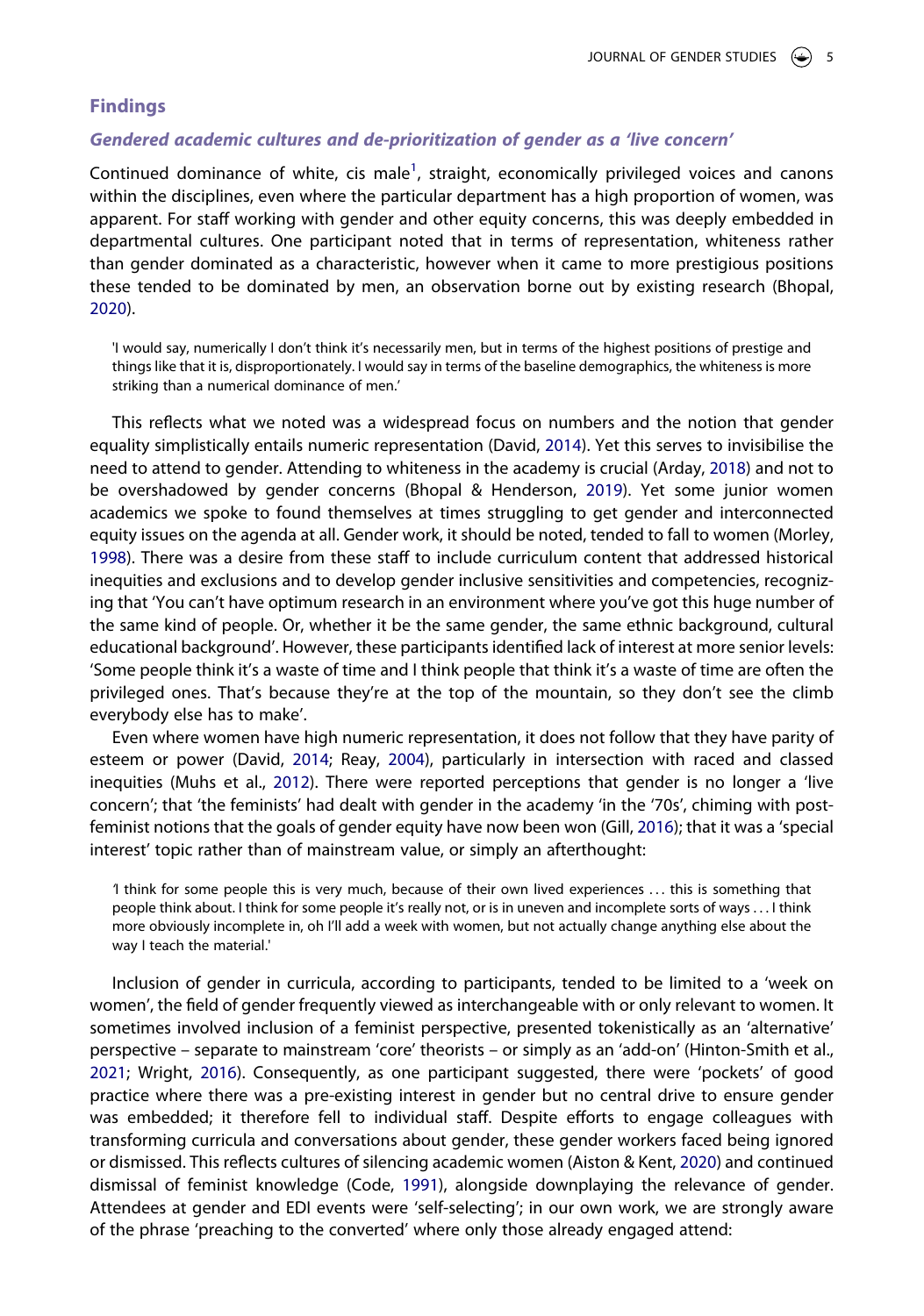## Findings

### *Gendered academic cultures and de-prioritization of gender as a 'live concern'*

Continued dominance of white, cis male[1], straight, economically privileged voices and canons within the disciplines, even where the particular department has a high proportion of women, was apparent. For staff working with gender and other equity concerns, this was deeply embedded in departmental cultures. One participant noted that in terms of representation, whiteness rather than gender dominated as a characteristic, however when it came to more prestigious positions these tended to be dominated by men, an observation borne out by existing research (Bhopal, 2020).

> 'I would say, numerically I don't think it's necessarily men, but in terms of the highest positions of prestige and things like that it is, disproportionately. I would say in terms of the baseline demographics, the whiteness is more striking than a numerical dominance of men.'

This reflects what we noted was a widespread focus on numbers and the notion that gender equality simplistically entails numeric representation (David, 2014). Yet this serves to invisibilise the need to attend to gender. Attending to whiteness in the academy is crucial (Arday, 2018) and not to be overshadowed by gender concerns (Bhopal & Henderson, 2019). Yet some junior women academics we spoke to found themselves at times struggling to get gender and interconnected equity issues on the agenda at all. Gender work, it should be noted, tended to fall to women (Morley, 1998). There was a desire from these staff to include curriculum content that addressed historical inequities and exclusions and to develop gender inclusive sensitivities and competencies, recognizing that 'You can't have optimum research in an environment where you've got this huge number of the same kind of people. Or, whether it be the same gender, the same ethnic background, cultural educational background'. However, these participants identified lack of interest at more senior levels: 'Some people think it's a waste of time and I think people that think it's a waste of time are often the privileged ones. That's because they're at the top of the mountain, so they don't see the climb everybody else has to make'.

Even where women have high numeric representation, it does not follow that they have parity of esteem or power (David, 2014; Reay, 2004), particularly in intersection with raced and classed inequities (Muhs et al., 2012). There were reported perceptions that gender is no longer a 'live concern'; that 'the feminists' had dealt with gender in the academy 'in the '70s', chiming with post-feminist notions that the goals of gender equity have now been won (Gill, 2016); that it was a 'special interest' topic rather than of mainstream value, or simply an afterthought:

> 'I think for some people this is very much, because of their own lived experiences … this is something that people think about. I think for some people it's really not, or is in uneven and incomplete sorts of ways … I think more obviously incomplete in, oh I'll add a week with women, but not actually change anything else about the way I teach the material.'

Inclusion of gender in curricula, according to participants, tended to be limited to a 'week on women', the field of gender frequently viewed as interchangeable with or only relevant to women. It sometimes involved inclusion of a feminist perspective, presented tokenistically as an 'alternative' perspective – separate to mainstream 'core' theorists – or simply as an 'add-on' (Hinton-Smith et al., 2021; Wright, 2016). Consequently, as one participant suggested, there were 'pockets' of good practice where there was a pre-existing interest in gender but no central drive to ensure gender was embedded; it therefore fell to individual staff. Despite efforts to engage colleagues with transforming curricula and conversations about gender, these gender workers faced being ignored or dismissed. This reflects cultures of silencing academic women (Aiston & Kent, 2020) and continued dismissal of feminist knowledge (Code, 1991), alongside downplaying the relevance of gender. Attendees at gender and EDI events were 'self-selecting'; in our own work, we are strongly aware of the phrase 'preaching to the converted' where only those already engaged attend: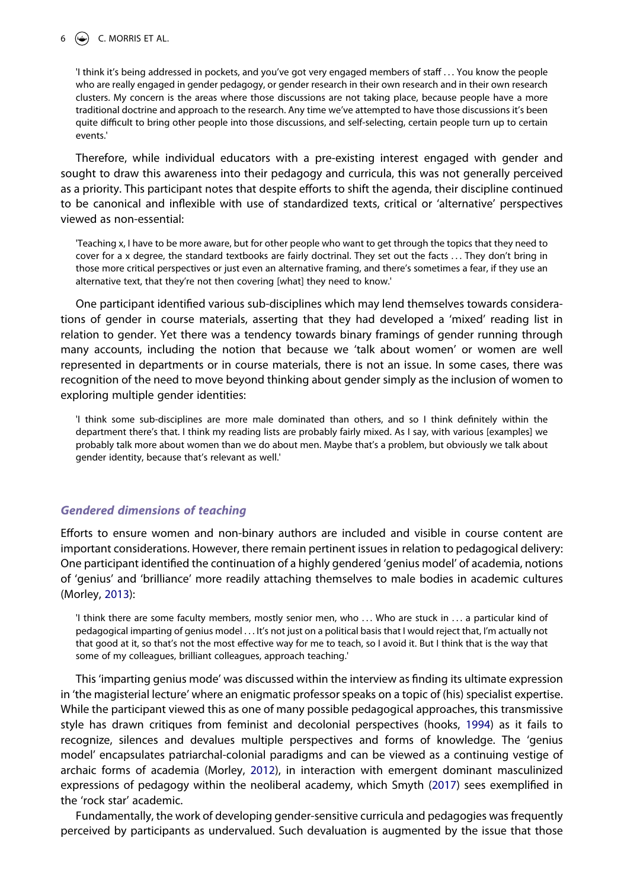> 'I think it's being addressed in pockets, and you've got very engaged members of staff … You know the people who are really engaged in gender pedagogy, or gender research in their own research and in their own research clusters. My concern is the areas where those discussions are not taking place, because people have a more traditional doctrine and approach to the research. Any time we've attempted to have those discussions it's been quite difficult to bring other people into those discussions, and self-selecting, certain people turn up to certain events.'

Therefore, while individual educators with a pre-existing interest engaged with gender and sought to draw this awareness into their pedagogy and curricula, this was not generally perceived as a priority. This participant notes that despite efforts to shift the agenda, their discipline continued to be canonical and inflexible with use of standardized texts, critical or 'alternative' perspectives viewed as non-essential:

> 'Teaching x, I have to be more aware, but for other people who want to get through the topics that they need to cover for a x degree, the standard textbooks are fairly doctrinal. They set out the facts … They don't bring in those more critical perspectives or just even an alternative framing, and there's sometimes a fear, if they use an alternative text, that they're not then covering [what] they need to know.'

One participant identified various sub-disciplines which may lend themselves towards considerations of gender in course materials, asserting that they had developed a 'mixed' reading list in relation to gender. Yet there was a tendency towards binary framings of gender running through many accounts, including the notion that because we 'talk about women' or women are well represented in departments or in course materials, there is not an issue. In some cases, there was recognition of the need to move beyond thinking about gender simply as the inclusion of women to exploring multiple gender identities:

> 'I think some sub-disciplines are more male dominated than others, and so I think definitely within the department there's that. I think my reading lists are probably fairly mixed. As I say, with various [examples] we probably talk more about women than we do about men. Maybe that's a problem, but obviously we talk about gender identity, because that's relevant as well.'

### *Gendered dimensions of teaching*

Efforts to ensure women and non-binary authors are included and visible in course content are important considerations. However, there remain pertinent issues in relation to pedagogical delivery: One participant identified the continuation of a highly gendered 'genius model' of academia, notions of 'genius' and 'brilliance' more readily attaching themselves to male bodies in academic cultures (Morley, 2013):

> 'I think there are some faculty members, mostly senior men, who … Who are stuck in … a particular kind of pedagogical imparting of genius model … It's not just on a political basis that I would reject that, I'm actually not that good at it, so that's not the most effective way for me to teach, so I avoid it. But I think that is the way that some of my colleagues, brilliant colleagues, approach teaching.'

This 'imparting genius mode' was discussed within the interview as finding its ultimate expression in 'the magisterial lecture' where an enigmatic professor speaks on a topic of (his) specialist expertise. While the participant viewed this as one of many possible pedagogical approaches, this transmissive style has drawn critiques from feminist and decolonial perspectives (hooks, 1994) as it fails to recognize, silences and devalues multiple perspectives and forms of knowledge. The 'genius model' encapsulates patriarchal-colonial paradigms and can be viewed as a continuing vestige of archaic forms of academia (Morley, 2012), in interaction with emergent dominant masculinized expressions of pedagogy within the neoliberal academy, which Smyth (2017) sees exemplified in the 'rock star' academic.

Fundamentally, the work of developing gender-sensitive curricula and pedagogies was frequently perceived by participants as undervalued. Such devaluation is augmented by the issue that those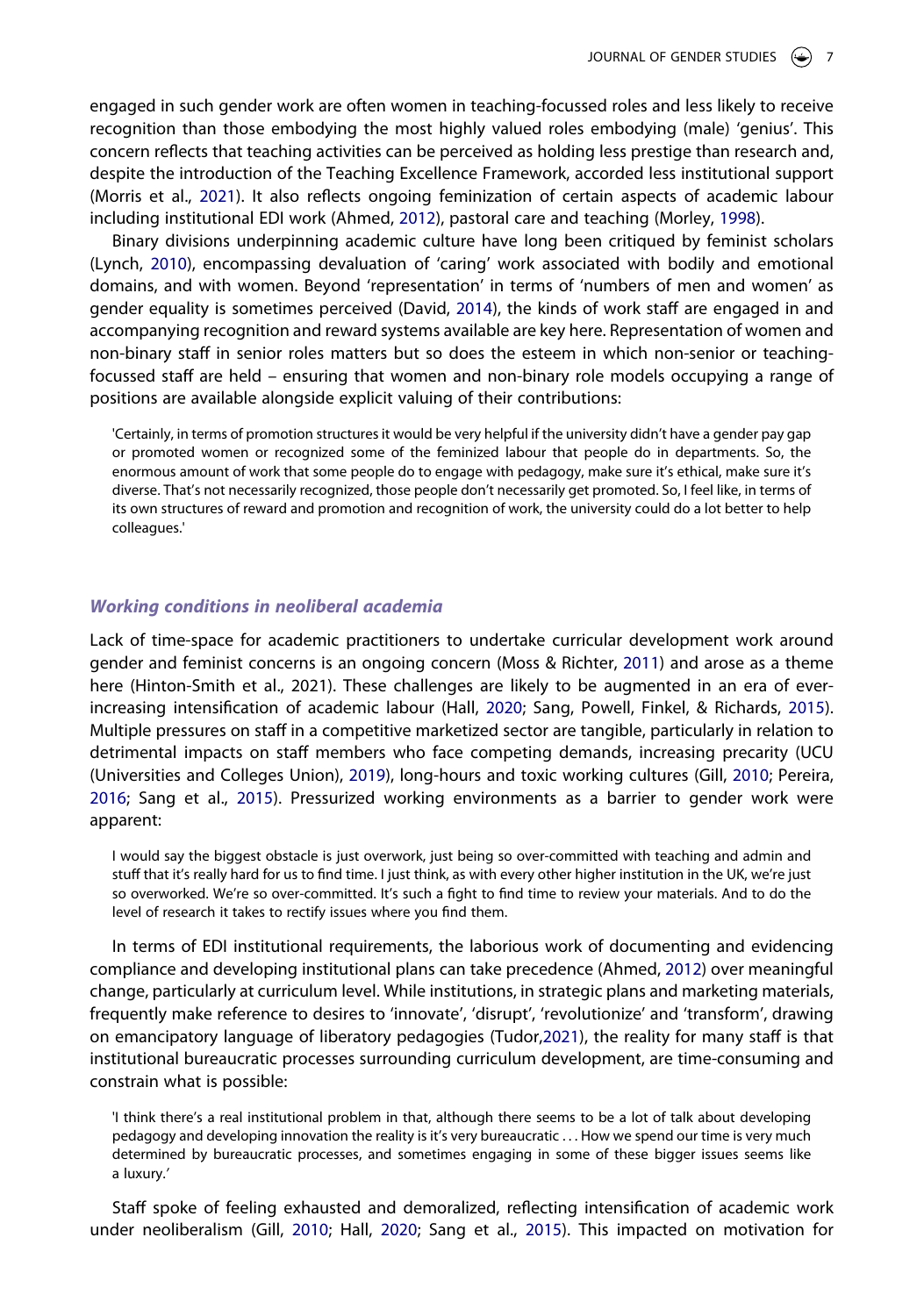engaged in such gender work are often women in teaching-focussed roles and less likely to receive recognition than those embodying the most highly valued roles embodying (male) 'genius'. This concern reflects that teaching activities can be perceived as holding less prestige than research and, despite the introduction of the Teaching Excellence Framework, accorded less institutional support (Morris et al., 2021). It also reflects ongoing feminization of certain aspects of academic labour including institutional EDI work (Ahmed, 2012), pastoral care and teaching (Morley, 1998).

Binary divisions underpinning academic culture have long been critiqued by feminist scholars (Lynch, 2010), encompassing devaluation of 'caring' work associated with bodily and emotional domains, and with women. Beyond 'representation' in terms of 'numbers of men and women' as gender equality is sometimes perceived (David, 2014), the kinds of work staff are engaged in and accompanying recognition and reward systems available are key here. Representation of women and non-binary staff in senior roles matters but so does the esteem in which non-senior or teaching-focussed staff are held – ensuring that women and non-binary role models occupying a range of positions are available alongside explicit valuing of their contributions:

> 'Certainly, in terms of promotion structures it would be very helpful if the university didn't have a gender pay gap or promoted women or recognized some of the feminized labour that people do in departments. So, the enormous amount of work that some people do to engage with pedagogy, make sure it's ethical, make sure it's diverse. That's not necessarily recognized, those people don't necessarily get promoted. So, I feel like, in terms of its own structures of reward and promotion and recognition of work, the university could do a lot better to help colleagues.'

### *Working conditions in neoliberal academia*

Lack of time-space for academic practitioners to undertake curricular development work around gender and feminist concerns is an ongoing concern (Moss & Richter, 2011) and arose as a theme here (Hinton-Smith et al., 2021). These challenges are likely to be augmented in an era of ever-increasing intensification of academic labour (Hall, 2020; Sang, Powell, Finkel, & Richards, 2015). Multiple pressures on staff in a competitive marketized sector are tangible, particularly in relation to detrimental impacts on staff members who face competing demands, increasing precarity (UCU (Universities and Colleges Union), 2019), long-hours and toxic working cultures (Gill, 2010; Pereira, 2016; Sang et al., 2015). Pressurized working environments as a barrier to gender work were apparent:

> I would say the biggest obstacle is just overwork, just being so over-committed with teaching and admin and stuff that it's really hard for us to find time. I just think, as with every other higher institution in the UK, we're just so overworked. We're so over-committed. It's such a fight to find time to review your materials. And to do the level of research it takes to rectify issues where you find them.

In terms of EDI institutional requirements, the laborious work of documenting and evidencing compliance and developing institutional plans can take precedence (Ahmed, 2012) over meaningful change, particularly at curriculum level. While institutions, in strategic plans and marketing materials, frequently make reference to desires to 'innovate', 'disrupt', 'revolutionize' and 'transform', drawing on emancipatory language of liberatory pedagogies (Tudor,2021), the reality for many staff is that institutional bureaucratic processes surrounding curriculum development, are time-consuming and constrain what is possible:

> 'I think there's a real institutional problem in that, although there seems to be a lot of talk about developing pedagogy and developing innovation the reality is it's very bureaucratic . . . How we spend our time is very much determined by bureaucratic processes, and sometimes engaging in some of these bigger issues seems like a luxury.'

Staff spoke of feeling exhausted and demoralized, reflecting intensification of academic work under neoliberalism (Gill, 2010; Hall, 2020; Sang et al., 2015). This impacted on motivation for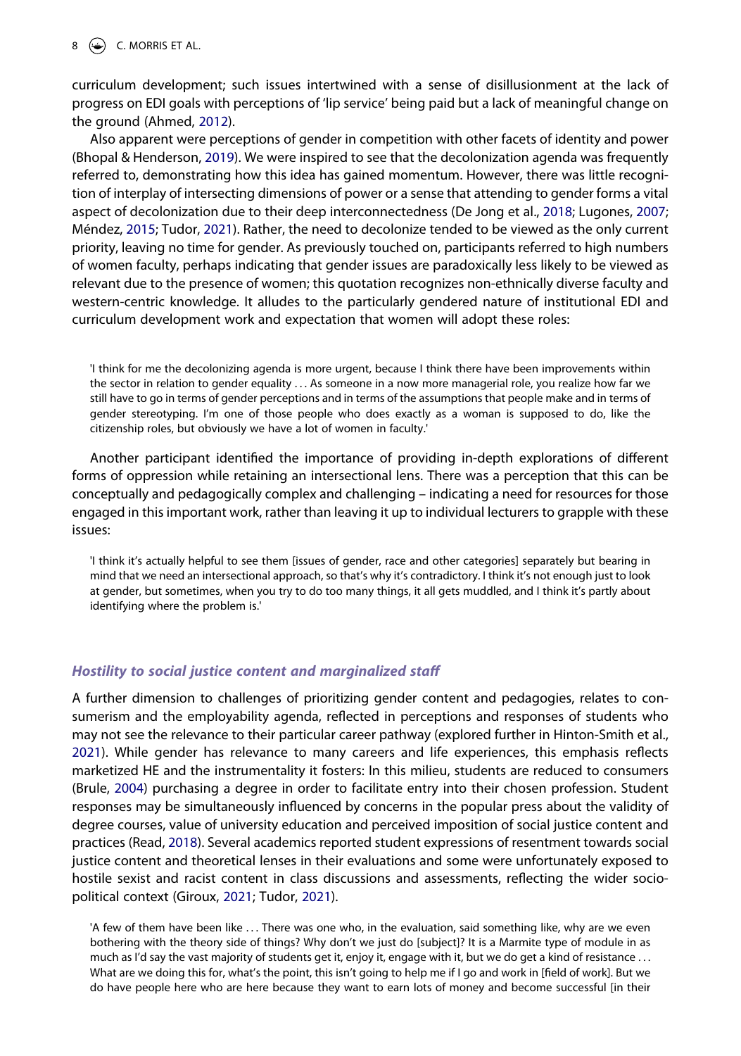curriculum development; such issues intertwined with a sense of disillusionment at the lack of progress on EDI goals with perceptions of 'lip service' being paid but a lack of meaningful change on the ground (Ahmed, 2012).

Also apparent were perceptions of gender in competition with other facets of identity and power (Bhopal & Henderson, 2019). We were inspired to see that the decolonization agenda was frequently referred to, demonstrating how this idea has gained momentum. However, there was little recognition of interplay of intersecting dimensions of power or a sense that attending to gender forms a vital aspect of decolonization due to their deep interconnectedness (De Jong et al., 2018; Lugones, 2007; Méndez, 2015; Tudor, 2021). Rather, the need to decolonize tended to be viewed as the only current priority, leaving no time for gender. As previously touched on, participants referred to high numbers of women faculty, perhaps indicating that gender issues are paradoxically less likely to be viewed as relevant due to the presence of women; this quotation recognizes non-ethnically diverse faculty and western-centric knowledge. It alludes to the particularly gendered nature of institutional EDI and curriculum development work and expectation that women will adopt these roles:

> 'I think for me the decolonizing agenda is more urgent, because I think there have been improvements within the sector in relation to gender equality ... As someone in a now more managerial role, you realize how far we still have to go in terms of gender perceptions and in terms of the assumptions that people make and in terms of gender stereotyping. I'm one of those people who does exactly as a woman is supposed to do, like the citizenship roles, but obviously we have a lot of women in faculty.'

Another participant identified the importance of providing in-depth explorations of different forms of oppression while retaining an intersectional lens. There was a perception that this can be conceptually and pedagogically complex and challenging – indicating a need for resources for those engaged in this important work, rather than leaving it up to individual lecturers to grapple with these issues:

> 'I think it's actually helpful to see them [issues of gender, race and other categories] separately but bearing in mind that we need an intersectional approach, so that's why it's contradictory. I think it's not enough just to look at gender, but sometimes, when you try to do too many things, it all gets muddled, and I think it's partly about identifying where the problem is.'

### *Hostility to social justice content and marginalized staff*

A further dimension to challenges of prioritizing gender content and pedagogies, relates to consumerism and the employability agenda, reflected in perceptions and responses of students who may not see the relevance to their particular career pathway (explored further in Hinton-Smith et al., 2021). While gender has relevance to many careers and life experiences, this emphasis reflects marketized HE and the instrumentality it fosters: In this milieu, students are reduced to consumers (Brule, 2004) purchasing a degree in order to facilitate entry into their chosen profession. Student responses may be simultaneously influenced by concerns in the popular press about the validity of degree courses, value of university education and perceived imposition of social justice content and practices (Read, 2018). Several academics reported student expressions of resentment towards social justice content and theoretical lenses in their evaluations and some were unfortunately exposed to hostile sexist and racist content in class discussions and assessments, reflecting the wider socio-political context (Giroux, 2021; Tudor, 2021).

> 'A few of them have been like ... There was one who, in the evaluation, said something like, why are we even bothering with the theory side of things? Why don't we just do [subject]? It is a Marmite type of module in as much as I'd say the vast majority of students get it, enjoy it, engage with it, but we do get a kind of resistance ... What are we doing this for, what's the point, this isn't going to help me if I go and work in [field of work]. But we do have people here who are here because they want to earn lots of money and become successful [in their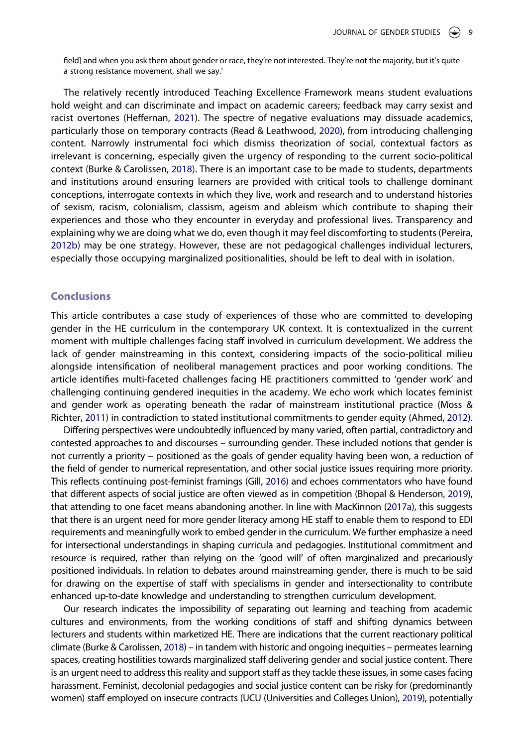field] and when you ask them about gender or race, they're not interested. They're not the majority, but it's quite a strong resistance movement, shall we say.'

The relatively recently introduced Teaching Excellence Framework means student evaluations hold weight and can discriminate and impact on academic careers; feedback may carry sexist and racist overtones (Heffernan, 2021). The spectre of negative evaluations may dissuade academics, particularly those on temporary contracts (Read & Leathwood, 2020), from introducing challenging content. Narrowly instrumental foci which dismiss theorization of social, contextual factors as irrelevant is concerning, especially given the urgency of responding to the current socio-political context (Burke & Carolissen, 2018). There is an important case to be made to students, departments and institutions around ensuring learners are provided with critical tools to challenge dominant conceptions, interrogate contexts in which they live, work and research and to understand histories of sexism, racism, colonialism, classism, ageism and ableism which contribute to shaping their experiences and those who they encounter in everyday and professional lives. Transparency and explaining why we are doing what we do, even though it may feel discomforting to students (Pereira, 2012b) may be one strategy. However, these are not pedagogical challenges individual lecturers, especially those occupying marginalized positionalities, should be left to deal with in isolation.

## Conclusions

This article contributes a case study of experiences of those who are committed to developing gender in the HE curriculum in the contemporary UK context. It is contextualized in the current moment with multiple challenges facing staff involved in curriculum development. We address the lack of gender mainstreaming in this context, considering impacts of the socio-political milieu alongside intensification of neoliberal management practices and poor working conditions. The article identifies multi-faceted challenges facing HE practitioners committed to 'gender work' and challenging continuing gendered inequities in the academy. We echo work which locates feminist and gender work as operating beneath the radar of mainstream institutional practice (Moss & Richter, 2011) in contradiction to stated institutional commitments to gender equity (Ahmed, 2012).

Differing perspectives were undoubtedly influenced by many varied, often partial, contradictory and contested approaches to and discourses – surrounding gender. These included notions that gender is not currently a priority – positioned as the goals of gender equality having been won, a reduction of the field of gender to numerical representation, and other social justice issues requiring more priority. This reflects continuing post-feminist framings (Gill, 2016) and echoes commentators who have found that different aspects of social justice are often viewed as in competition (Bhopal & Henderson, 2019), that attending to one facet means abandoning another. In line with MacKinnon (2017a), this suggests that there is an urgent need for more gender literacy among HE staff to enable them to respond to EDI requirements and meaningfully work to embed gender in the curriculum. We further emphasize a need for intersectional understandings in shaping curricula and pedagogies. Institutional commitment and resource is required, rather than relying on the 'good will' of often marginalized and precariously positioned individuals. In relation to debates around mainstreaming gender, there is much to be said for drawing on the expertise of staff with specialisms in gender and intersectionality to contribute enhanced up-to-date knowledge and understanding to strengthen curriculum development.

Our research indicates the impossibility of separating out learning and teaching from academic cultures and environments, from the working conditions of staff and shifting dynamics between lecturers and students within marketized HE. There are indications that the current reactionary political climate (Burke & Carolissen, 2018) – in tandem with historic and ongoing inequities – permeates learning spaces, creating hostilities towards marginalized staff delivering gender and social justice content. There is an urgent need to address this reality and support staff as they tackle these issues, in some cases facing harassment. Feminist, decolonial pedagogies and social justice content can be risky for (predominantly women) staff employed on insecure contracts (UCU (Universities and Colleges Union), 2019), potentially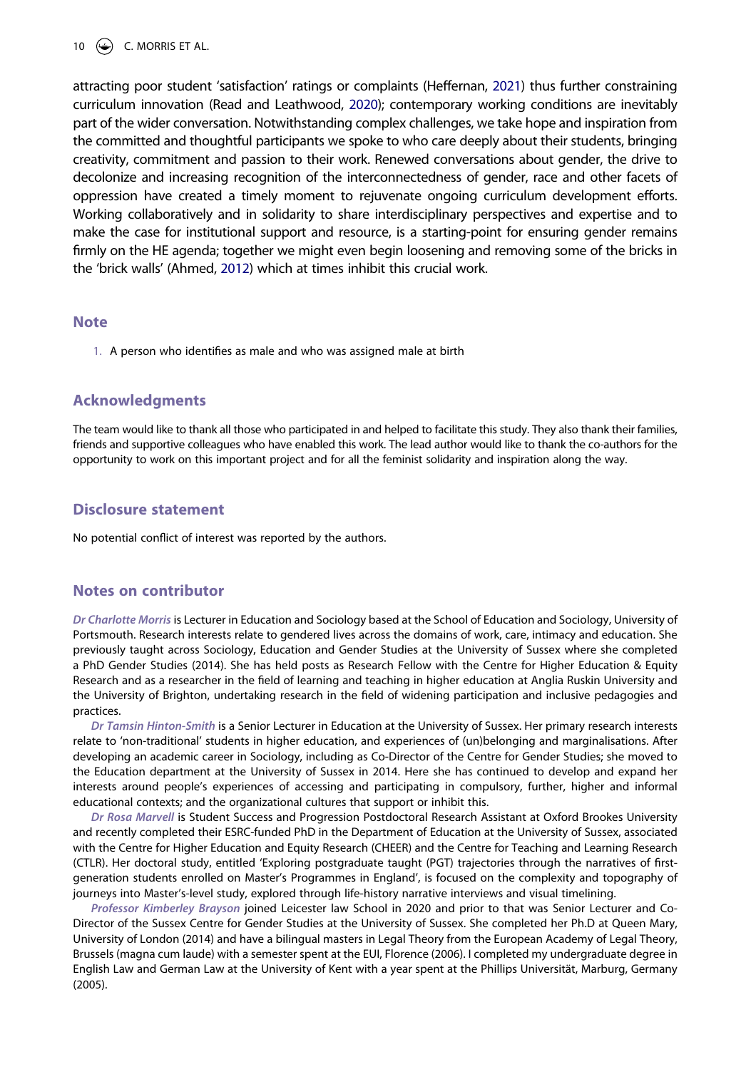attracting poor student 'satisfaction' ratings or complaints (Heffernan, 2021) thus further constraining curriculum innovation (Read and Leathwood, 2020); contemporary working conditions are inevitably part of the wider conversation. Notwithstanding complex challenges, we take hope and inspiration from the committed and thoughtful participants we spoke to who care deeply about their students, bringing creativity, commitment and passion to their work. Renewed conversations about gender, the drive to decolonize and increasing recognition of the interconnectedness of gender, race and other facets of oppression have created a timely moment to rejuvenate ongoing curriculum development efforts. Working collaboratively and in solidarity to share interdisciplinary perspectives and expertise and to make the case for institutional support and resource, is a starting-point for ensuring gender remains firmly on the HE agenda; together we might even begin loosening and removing some of the bricks in the 'brick walls' (Ahmed, 2012) which at times inhibit this crucial work.

## Note

1. A person who identifies as male and who was assigned male at birth

## Acknowledgments

The team would like to thank all those who participated in and helped to facilitate this study. They also thank their families, friends and supportive colleagues who have enabled this work. The lead author would like to thank the co-authors for the opportunity to work on this important project and for all the feminist solidarity and inspiration along the way.

## Disclosure statement

No potential conflict of interest was reported by the authors.

## Notes on contributor

*Dr Charlotte Morris* is Lecturer in Education and Sociology based at the School of Education and Sociology, University of Portsmouth. Research interests relate to gendered lives across the domains of work, care, intimacy and education. She previously taught across Sociology, Education and Gender Studies at the University of Sussex where she completed a PhD Gender Studies (2014). She has held posts as Research Fellow with the Centre for Higher Education & Equity Research and as a researcher in the field of learning and teaching in higher education at Anglia Ruskin University and the University of Brighton, undertaking research in the field of widening participation and inclusive pedagogies and practices.

*Dr Tamsin Hinton-Smith* is a Senior Lecturer in Education at the University of Sussex. Her primary research interests relate to 'non-traditional' students in higher education, and experiences of (un)belonging and marginalisations. After developing an academic career in Sociology, including as Co-Director of the Centre for Gender Studies; she moved to the Education department at the University of Sussex in 2014. Here she has continued to develop and expand her interests around people's experiences of accessing and participating in compulsory, further, higher and informal educational contexts; and the organizational cultures that support or inhibit this.

*Dr Rosa Marvell* is Student Success and Progression Postdoctoral Research Assistant at Oxford Brookes University and recently completed their ESRC-funded PhD in the Department of Education at the University of Sussex, associated with the Centre for Higher Education and Equity Research (CHEER) and the Centre for Teaching and Learning Research (CTLR). Her doctoral study, entitled 'Exploring postgraduate taught (PGT) trajectories through the narratives of first-generation students enrolled on Master's Programmes in England', is focused on the complexity and topography of journeys into Master's-level study, explored through life-history narrative interviews and visual timelining.

*Professor Kimberley Brayson* joined Leicester law School in 2020 and prior to that was Senior Lecturer and Co-Director of the Sussex Centre for Gender Studies at the University of Sussex. She completed her Ph.D at Queen Mary, University of London (2014) and have a bilingual masters in Legal Theory from the European Academy of Legal Theory, Brussels (magna cum laude) with a semester spent at the EUI, Florence (2006). I completed my undergraduate degree in English Law and German Law at the University of Kent with a year spent at the Phillips Universität, Marburg, Germany (2005).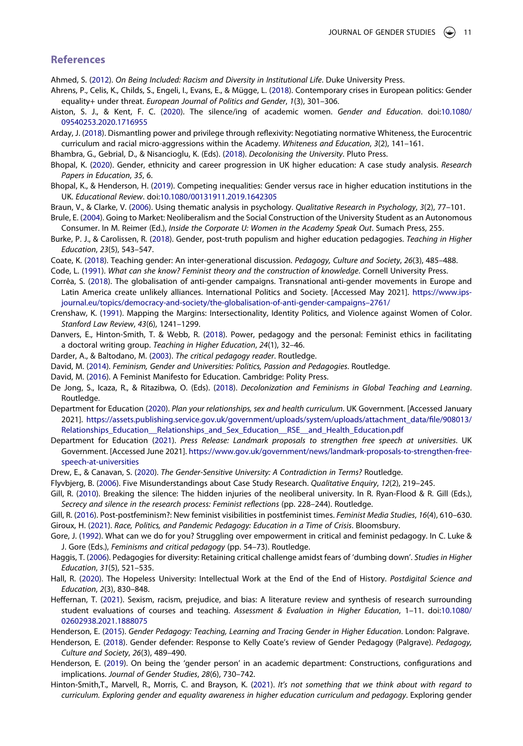## References

Ahmed, S. (2012). *On Being Included: Racism and Diversity in Institutional Life*. Duke University Press.

Ahrens, P., Celis, K., Childs, S., Engeli, I., Evans, E., & Mügge, L. (2018). Contemporary crises in European politics: Gender equality+ under threat. *European Journal of Politics and Gender*, *1*(3), 301–306.

Aiston, S. J., & Kent, F. C. (2020). The silence/ing of academic women. *Gender and Education*. doi:10.1080/09540253.2020.1716955

Arday, J. (2018). Dismantling power and privilege through reflexivity: Negotiating normative Whiteness, the Eurocentric curriculum and racial micro-aggressions within the Academy. *Whiteness and Education*, *3*(2), 141–161.

Bhambra, G., Gebrial, D., & Nisancioglu, K. (Eds). (2018). *Decolonising the University*. Pluto Press.

Bhopal, K. (2020). Gender, ethnicity and career progression in UK higher education: A case study analysis. *Research Papers in Education*, *35*, 6.

Bhopal, K., & Henderson, H. (2019). Competing inequalities: Gender versus race in higher education institutions in the UK. *Educational Review*. doi:10.1080/00131911.2019.1642305

Braun, V., & Clarke, V. (2006). Using thematic analysis in psychology. *Qualitative Research in Psychology*, *3*(2), 77–101.

Brule, E. (2004). Going to Market: Neoliberalism and the Social Construction of the University Student as an Autonomous Consumer. In M. Reimer (Ed.), *Inside the Corporate U: Women in the Academy Speak Out*. Sumach Press, 255.

Burke, P. J., & Carolissen, R. (2018). Gender, post-truth populism and higher education pedagogies. *Teaching in Higher Education*, *23*(5), 543–547.

Coate, K. (2018). Teaching gender: An inter-generational discussion. *Pedagogy, Culture and Society*, *26*(3), 485–488.

Code, L. (1991). *What can she know? Feminist theory and the construction of knowledge*. Cornell University Press.

Corrêa, S. (2018). The globalisation of anti-gender campaigns. Transnational anti-gender movements in Europe and Latin America create unlikely alliances. International Politics and Society. [Accessed May 2021]. https://www.ips-journal.eu/topics/democracy-and-society/the-globalisation-of-anti-gender-campaigns–2761/

Crenshaw, K. (1991). Mapping the Margins: Intersectionality, Identity Politics, and Violence against Women of Color. *Stanford Law Review*, *43*(6), 1241–1299.

Danvers, E., Hinton-Smith, T. & Webb, R. (2018). Power, pedagogy and the personal: Feminist ethics in facilitating a doctoral writing group. *Teaching in Higher Education*, *24*(1), 32–46.

Darder, A., & Baltodano, M. (2003). *The critical pedagogy reader*. Routledge.

David, M. (2014). *Feminism, Gender and Universities: Politics, Passion and Pedagogies*. Routledge.

David, M. (2016). A Feminist Manifesto for Education. Cambridge: Polity Press.

De Jong, S., Icaza, R., & Ritazibwa, O. (Eds). (2018). *Decolonization and Feminisms in Global Teaching and Learning*. Routledge.

Department for Education (2020). *Plan your relationships, sex and health curriculum*. UK Government. [Accessed January 2021]. https://assets.publishing.service.gov.uk/government/uploads/system/uploads/attachment_data/file/908013/Relationships_Education__Relationships_and_Sex_Education__RSE__and_Health_Education.pdf

Department for Education (2021). *Press Release: Landmark proposals to strengthen free speech at universities*. UK Government. [Accessed June 2021]. https://www.gov.uk/government/news/landmark-proposals-to-strengthen-free-speech-at-universities

Drew, E., & Canavan, S. (2020). *The Gender-Sensitive University: A Contradiction in Terms?* Routledge.

Flyvbjerg, B. (2006). Five Misunderstandings about Case Study Research. *Qualitative Enquiry*, *12*(2), 219–245.

Gill, R. (2010). Breaking the silence: The hidden injuries of the neoliberal university. In R. Ryan-Flood & R. Gill (Eds.), *Secrecy and silence in the research process: Feminist reflections* (pp. 228–244). Routledge.

Gill, R. (2016). Post-postfeminism?: New feminist visibilities in postfeminist times. *Feminist Media Studies*, *16*(4), 610–630.

Giroux, H. (2021). *Race, Politics, and Pandemic Pedagogy: Education in a Time of Crisis*. Bloomsbury.

Gore, J. (1992). What can we do for you? Struggling over empowerment in critical and feminist pedagogy. In C. Luke & J. Gore (Eds.), *Feminisms and critical pedagogy* (pp. 54–73). Routledge.

Haggis, T. (2006). Pedagogies for diversity: Retaining critical challenge amidst fears of 'dumbing down'. *Studies in Higher Education*, *31*(5), 521–535.

Hall, R. (2020). The Hopeless University: Intellectual Work at the End of the End of History. *Postdigital Science and Education*, *2*(3), 830–848.

Heffernan, T. (2021). Sexism, racism, prejudice, and bias: A literature review and synthesis of research surrounding student evaluations of courses and teaching. *Assessment & Evaluation in Higher Education*, 1–11. doi:10.1080/02602938.2021.1888075

Henderson, E. (2015). *Gender Pedagogy: Teaching, Learning and Tracing Gender in Higher Education*. London: Palgrave.

Henderson, E. (2018). Gender defender: Response to Kelly Coate's review of Gender Pedagogy (Palgrave). *Pedagogy, Culture and Society*, *26*(3), 489–490.

Henderson, E. (2019). On being the 'gender person' in an academic department: Constructions, configurations and implications. *Journal of Gender Studies*, *28*(6), 730–742.

Hinton-Smith,T., Marvell, R., Morris, C. and Brayson, K. (2021). *It's not something that we think about with regard to curriculum. Exploring gender and equality awareness in higher education curriculum and pedagogy*. Exploring gender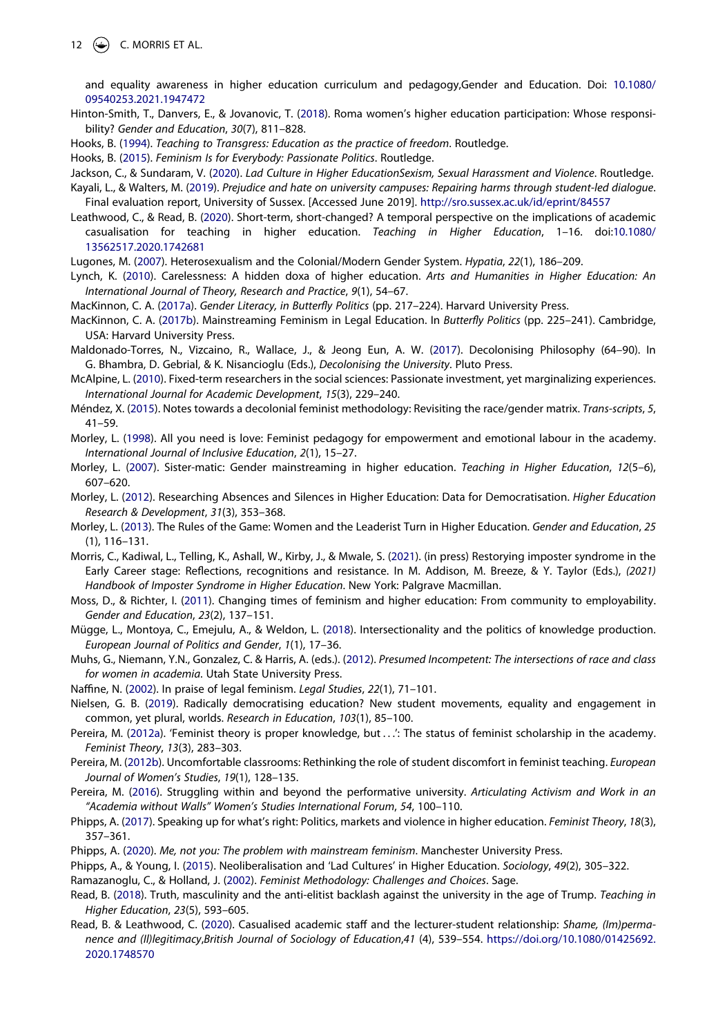and equality awareness in higher education curriculum and pedagogy,Gender and Education. Doi: 10.1080/09540253.2021.1947472

Hinton-Smith, T., Danvers, E., & Jovanovic, T. (2018). Roma women's higher education participation: Whose responsibility? *Gender and Education*, *30*(7), 811–828.

Hooks, B. (1994). *Teaching to Transgress: Education as the practice of freedom*. Routledge.

Hooks, B. (2015). *Feminism Is for Everybody: Passionate Politics*. Routledge.

Jackson, C., & Sundaram, V. (2020). *Lad Culture in Higher EducationSexism, Sexual Harassment and Violence*. Routledge.

Kayali, L., & Walters, M. (2019). *Prejudice and hate on university campuses: Repairing harms through student-led dialogue*. Final evaluation report, University of Sussex. [Accessed June 2019]. http://sro.sussex.ac.uk/id/eprint/84557

Leathwood, C., & Read, B. (2020). Short-term, short-changed? A temporal perspective on the implications of academic casualisation for teaching in higher education. *Teaching in Higher Education*, 1–16. doi:10.1080/13562517.2020.1742681

Lugones, M. (2007). Heterosexualism and the Colonial/Modern Gender System. *Hypatia*, *22*(1), 186–209.

Lynch, K. (2010). Carelessness: A hidden doxa of higher education. *Arts and Humanities in Higher Education: An International Journal of Theory, Research and Practice*, *9*(1), 54–67.

MacKinnon, C. A. (2017a). *Gender Literacy, in Butterfly Politics* (pp. 217–224). Harvard University Press.

MacKinnon, C. A. (2017b). Mainstreaming Feminism in Legal Education. In *Butterfly Politics* (pp. 225–241). Cambridge, USA: Harvard University Press.

Maldonado-Torres, N., Vizcaino, R., Wallace, J., & Jeong Eun, A. W. (2017). Decolonising Philosophy (64–90). In G. Bhambra, D. Gebrial, & K. Nisancioglu (Eds.), *Decolonising the University*. Pluto Press.

McAlpine, L. (2010). Fixed-term researchers in the social sciences: Passionate investment, yet marginalizing experiences. *International Journal for Academic Development*, *15*(3), 229–240.

Méndez, X. (2015). Notes towards a decolonial feminist methodology: Revisiting the race/gender matrix. *Trans-scripts*, *5*, 41–59.

Morley, L. (1998). All you need is love: Feminist pedagogy for empowerment and emotional labour in the academy. *International Journal of Inclusive Education*, *2*(1), 15–27.

Morley, L. (2007). Sister-matic: Gender mainstreaming in higher education. *Teaching in Higher Education*, *12*(5–6), 607–620.

Morley, L. (2012). Researching Absences and Silences in Higher Education: Data for Democratisation. *Higher Education Research & Development*, *31*(3), 353–368.

Morley, L. (2013). The Rules of the Game: Women and the Leaderist Turn in Higher Education. *Gender and Education*, *25*(1), 116–131.

Morris, C., Kadiwal, L., Telling, K., Ashall, W., Kirby, J., & Mwale, S. (2021). (in press) Restorying imposter syndrome in the Early Career stage: Reflections, recognitions and resistance. In M. Addison, M. Breeze, & Y. Taylor (Eds.), *(2021) Handbook of Imposter Syndrome in Higher Education*. New York: Palgrave Macmillan.

Moss, D., & Richter, I. (2011). Changing times of feminism and higher education: From community to employability. *Gender and Education*, *23*(2), 137–151.

Mügge, L., Montoya, C., Emejulu, A., & Weldon, L. (2018). Intersectionality and the politics of knowledge production. *European Journal of Politics and Gender*, *1*(1), 17–36.

Muhs, G., Niemann, Y.N., Gonzalez, C. & Harris, A. (eds.). (2012). *Presumed Incompetent: The intersections of race and class for women in academia*. Utah State University Press.

Naffine, N. (2002). In praise of legal feminism. *Legal Studies*, *22*(1), 71–101.

Nielsen, G. B. (2019). Radically democratising education? New student movements, equality and engagement in common, yet plural, worlds. *Research in Education*, *103*(1), 85–100.

Pereira, M. (2012a). 'Feminist theory is proper knowledge, but . . .': The status of feminist scholarship in the academy. *Feminist Theory*, *13*(3), 283–303.

Pereira, M. (2012b). Uncomfortable classrooms: Rethinking the role of student discomfort in feminist teaching. *European Journal of Women's Studies*, *19*(1), 128–135.

Pereira, M. (2016). Struggling within and beyond the performative university. *Articulating Activism and Work in an "Academia without Walls" Women's Studies International Forum*, *54*, 100–110.

Phipps, A. (2017). Speaking up for what's right: Politics, markets and violence in higher education. *Feminist Theory*, *18*(3), 357–361.

Phipps, A. (2020). *Me, not you: The problem with mainstream feminism*. Manchester University Press.

Phipps, A., & Young, I. (2015). Neoliberalisation and 'Lad Cultures' in Higher Education. *Sociology*, *49*(2), 305–322.

Ramazanoglu, C., & Holland, J. (2002). *Feminist Methodology: Challenges and Choices*. Sage.

Read, B. (2018). Truth, masculinity and the anti-elitist backlash against the university in the age of Trump. *Teaching in Higher Education*, *23*(5), 593–605.

Read, B. & Leathwood, C. (2020). Casualised academic staff and the lecturer-student relationship: *Shame, (Im)permanence and (Il)legitimacy,British Journal of Sociology of Education,41* (4), 539–554. https://doi.org/10.1080/01425692.2020.1748570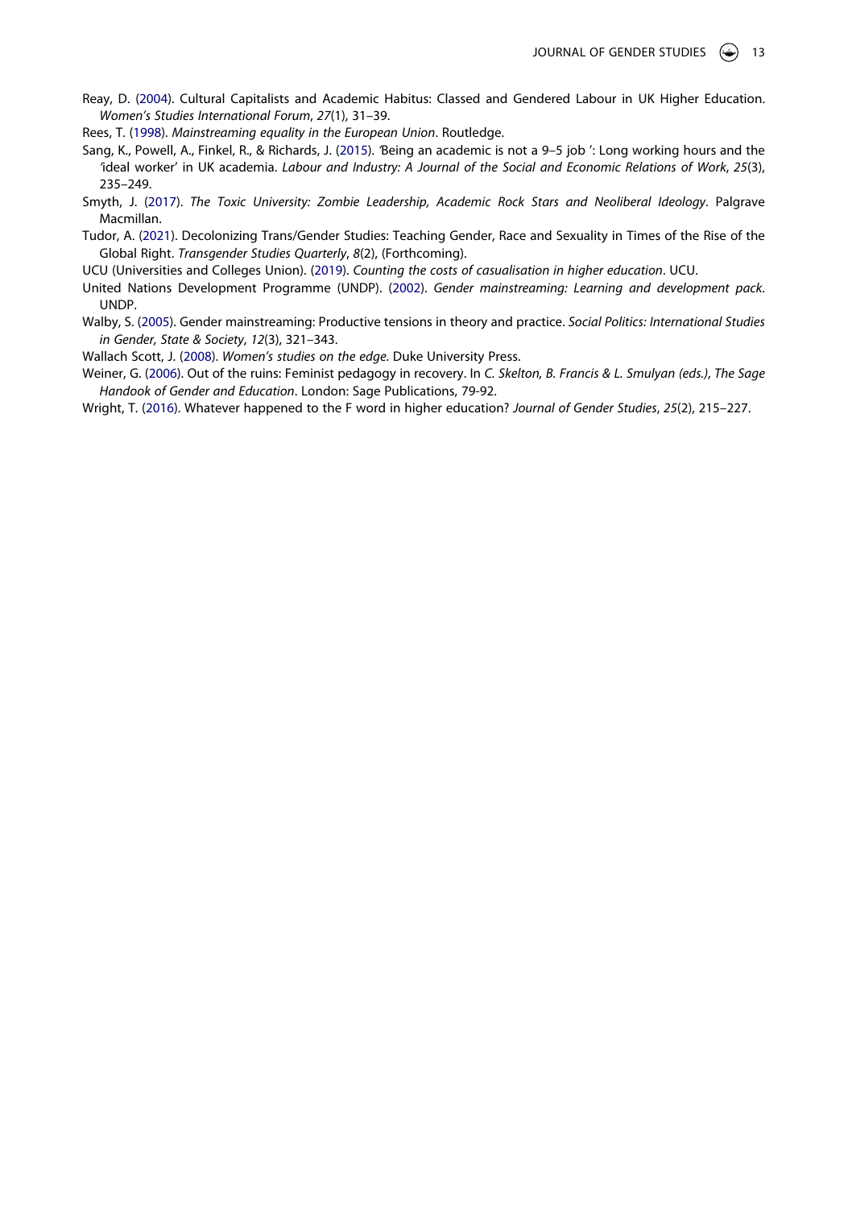Reay, D. (2004). Cultural Capitalists and Academic Habitus: Classed and Gendered Labour in UK Higher Education. *Women's Studies International Forum*, *27*(1), 31–39.

Rees, T. (1998). *Mainstreaming equality in the European Union*. Routledge.

Sang, K., Powell, A., Finkel, R., & Richards, J. (2015). 'Being an academic is not a 9–5 job ': Long working hours and the 'ideal worker' in UK academia. *Labour and Industry: A Journal of the Social and Economic Relations of Work*, *25*(3), 235–249.

Smyth, J. (2017). *The Toxic University: Zombie Leadership, Academic Rock Stars and Neoliberal Ideology*. Palgrave Macmillan.

Tudor, A. (2021). Decolonizing Trans/Gender Studies: Teaching Gender, Race and Sexuality in Times of the Rise of the Global Right. *Transgender Studies Quarterly*, *8*(2), (Forthcoming).

UCU (Universities and Colleges Union). (2019). *Counting the costs of casualisation in higher education*. UCU.

United Nations Development Programme (UNDP). (2002). *Gender mainstreaming: Learning and development pack*. UNDP.

Walby, S. (2005). Gender mainstreaming: Productive tensions in theory and practice. *Social Politics: International Studies in Gender, State & Society*, *12*(3), 321–343.

Wallach Scott, J. (2008). *Women's studies on the edge.* Duke University Press.

Weiner, G. (2006). Out of the ruins: Feminist pedagogy in recovery. In *C. Skelton, B. Francis & L. Smulyan (eds.)*, *The Sage Handook of Gender and Education*. London: Sage Publications, 79-92.

Wright, T. (2016). Whatever happened to the F word in higher education? *Journal of Gender Studies*, *25*(2), 215–227.